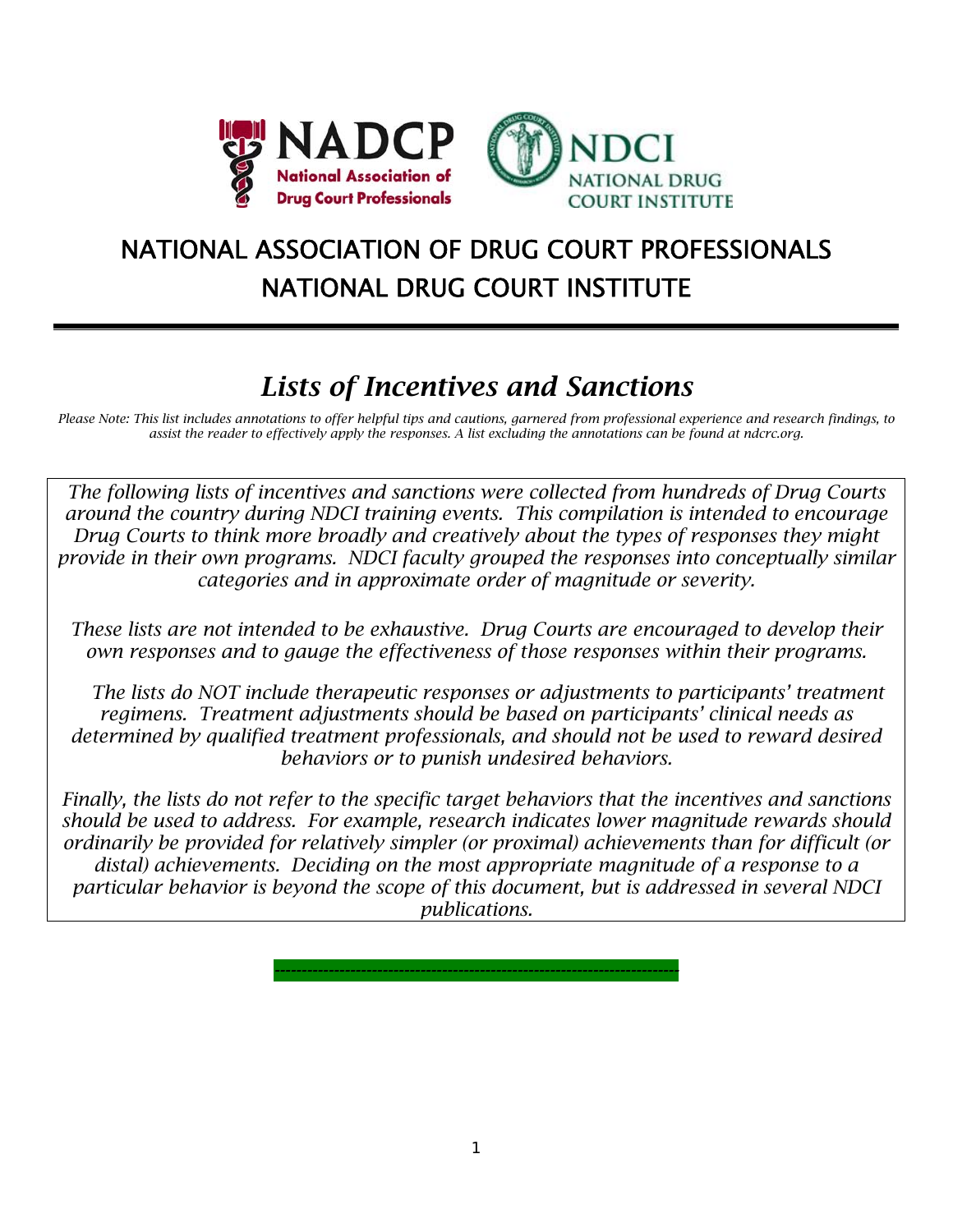# NATIONAL ASSOCIATION OF DRUG COURT PROFESSIONALS
# NATIONAL DRUG COURT INSTITUTE

## *Lists of Incentives and Sanctions*

*Please Note: This list includes annotations to offer helpful tips and cautions, garnered from professional experience and research findings, to assist the reader to effectively apply the responses. A list excluding the annotations can be found at ndcrc.org.*

*The following lists of incentives and sanctions were collected from hundreds of Drug Courts around the country during NDCI training events. This compilation is intended to encourage Drug Courts to think more broadly and creatively about the types of responses they might provide in their own programs. NDCI faculty grouped the responses into conceptually similar categories and in approximate order of magnitude or severity.*

*These lists are not intended to be exhaustive. Drug Courts are encouraged to develop their own responses and to gauge the effectiveness of those responses within their programs.*

*The lists do NOT include therapeutic responses or adjustments to participants' treatment regimens. Treatment adjustments should be based on participants' clinical needs as determined by qualified treatment professionals, and should not be used to reward desired behaviors or to punish undesired behaviors.*

*Finally, the lists do not refer to the specific target behaviors that the incentives and sanctions should be used to address. For example, research indicates lower magnitude rewards should ordinarily be provided for relatively simpler (or proximal) achievements than for difficult (or distal) achievements. Deciding on the most appropriate magnitude of a response to a particular behavior is beyond the scope of this document, but is addressed in several NDCI publications.*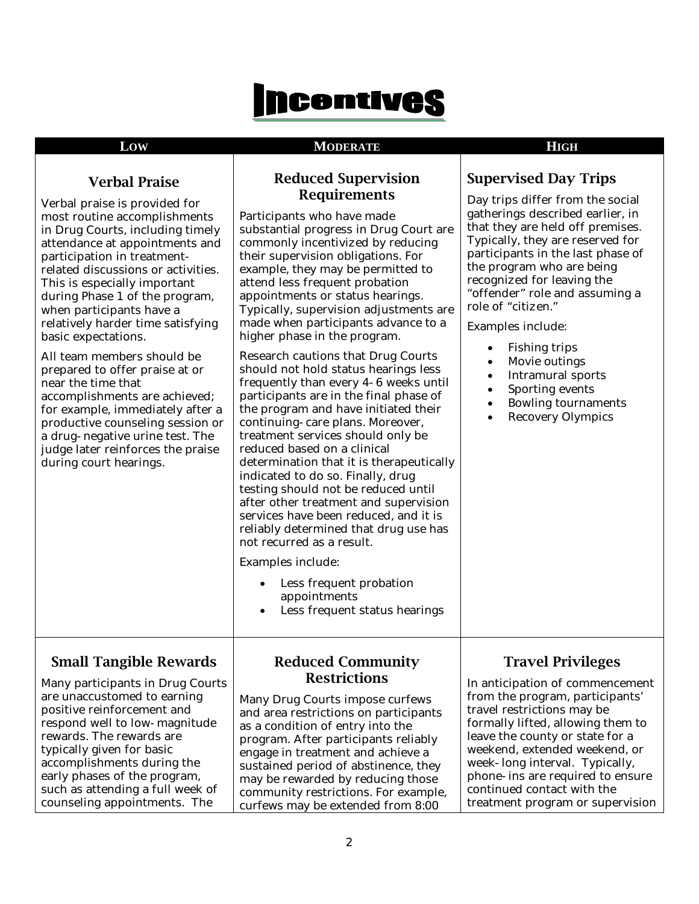# Incentives

| LOW | MODERATE | HIGH |
|---|---|---|
| **Verbal Praise**<br><br>Verbal praise is provided for most routine accomplishments in Drug Courts, including timely attendance at appointments and participation in treatment-related discussions or activities. This is especially important during Phase 1 of the program, when participants have a relatively harder time satisfying basic expectations.<br><br>All team members should be prepared to offer praise at or near the time that accomplishments are achieved; for example, immediately after a productive counseling session or a drug-negative urine test. The judge later reinforces the praise during court hearings. | **Reduced Supervision Requirements**<br><br>Participants who have made substantial progress in Drug Court are commonly incentivized by reducing their supervision obligations. For example, they may be permitted to attend less frequent probation appointments or status hearings. Typically, supervision adjustments are made when participants advance to a higher phase in the program.<br><br>Research cautions that Drug Courts should not hold status hearings less frequently than every 4-6 weeks until participants are in the final phase of the program and have initiated their continuing-care plans. Moreover, treatment services should only be reduced based on a clinical determination that it is therapeutically indicated to do so. Finally, drug testing should not be reduced until after other treatment and supervision services have been reduced, and it is reliably determined that drug use has not recurred as a result.<br><br>Examples include:<br>• Less frequent probation appointments<br>• Less frequent status hearings | **Supervised Day Trips**<br><br>Day trips differ from the social gatherings described earlier, in that they are held off premises. Typically, they are reserved for participants in the last phase of the program who are being recognized for leaving the "offender" role and assuming a role of "citizen."<br><br>Examples include:<br>• Fishing trips<br>• Movie outings<br>• Intramural sports<br>• Sporting events<br>• Bowling tournaments<br>• Recovery Olympics |
| **Small Tangible Rewards**<br><br>Many participants in Drug Courts are unaccustomed to earning positive reinforcement and respond well to low-magnitude rewards. The rewards are typically given for basic accomplishments during the early phases of the program, such as attending a full week of counseling appointments. The | **Reduced Community Restrictions**<br><br>Many Drug Courts impose curfews and area restrictions on participants as a condition of entry into the program. After participants reliably engage in treatment and achieve a sustained period of abstinence, they may be rewarded by reducing those community restrictions. For example, curfews may be extended from 8:00 | **Travel Privileges**<br><br>In anticipation of commencement from the program, participants' travel restrictions may be formally lifted, allowing them to leave the county or state for a weekend, extended weekend, or week-long interval. Typically, phone-ins are required to ensure continued contact with the treatment program or supervision |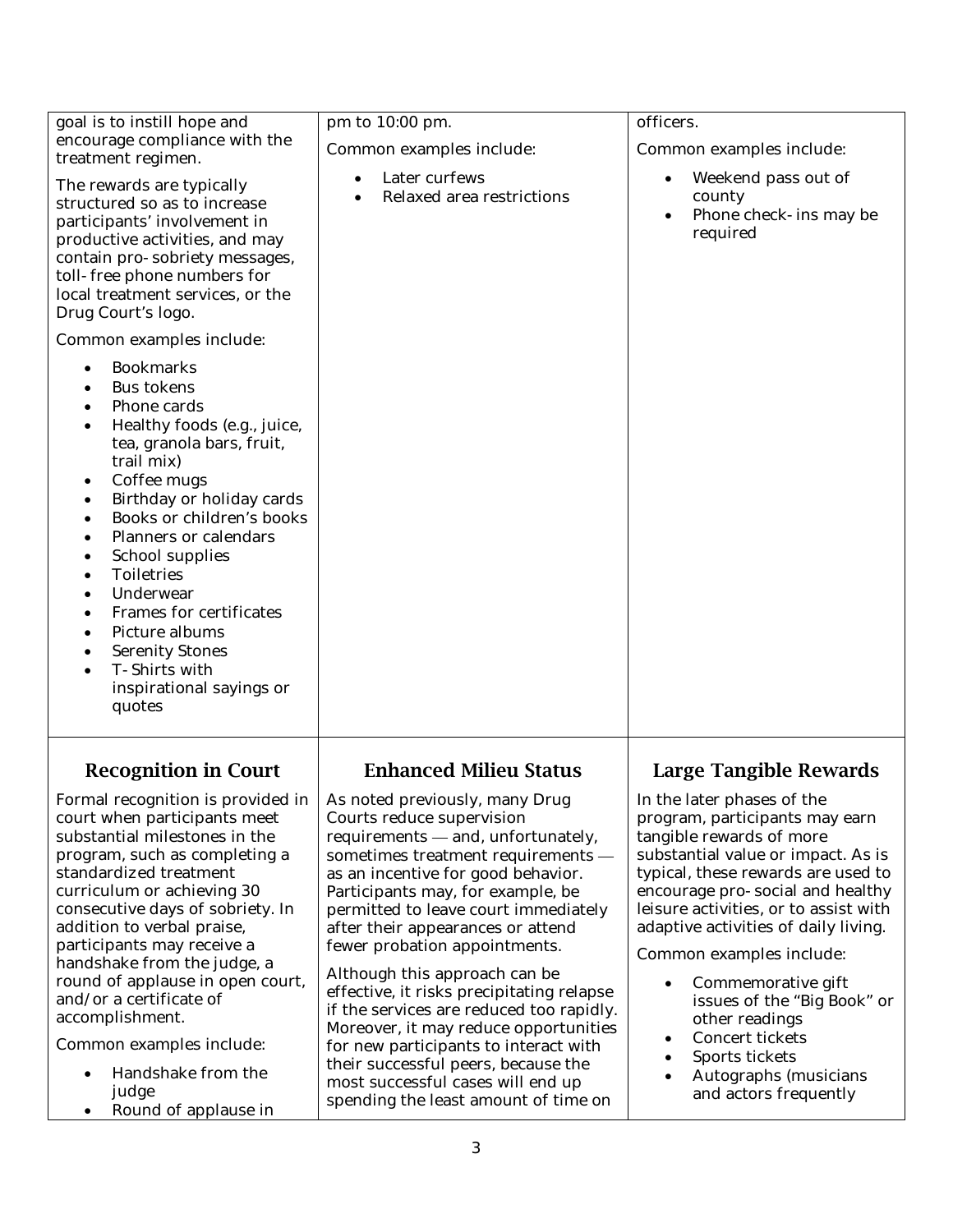| | | |
|---|---|---|
| goal is to instill hope and encourage compliance with the treatment regimen.<br><br>The rewards are typically structured so as to increase participants' involvement in productive activities, and may contain pro-sobriety messages, toll-free phone numbers for local treatment services, or the Drug Court's logo.<br><br>Common examples include:<br><br>• Bookmarks<br>• Bus tokens<br>• Phone cards<br>• Healthy foods (e.g., juice, tea, granola bars, fruit, trail mix)<br>• Coffee mugs<br>• Birthday or holiday cards<br>• Books or children's books<br>• Planners or calendars<br>• School supplies<br>• Toiletries<br>• Underwear<br>• Frames for certificates<br>• Picture albums<br>• Serenity Stones<br>• T-Shirts with inspirational sayings or quotes | pm to 10:00 pm.<br><br>Common examples include:<br><br>• Later curfews<br>• Relaxed area restrictions | officers.<br><br>Common examples include:<br><br>• Weekend pass out of county<br>• Phone check-ins may be required |
| **Recognition in Court**<br><br>Formal recognition is provided in court when participants meet substantial milestones in the program, such as completing a standardized treatment curriculum or achieving 30 consecutive days of sobriety. In addition to verbal praise, participants may receive a handshake from the judge, a round of applause in open court, and/or a certificate of accomplishment.<br><br>Common examples include:<br><br>• Handshake from the judge<br>• Round of applause in | **Enhanced Milieu Status**<br><br>As noted previously, many Drug Courts reduce supervision requirements — and, unfortunately, sometimes treatment requirements — as an incentive for good behavior. Participants may, for example, be permitted to leave court immediately after their appearances or attend fewer probation appointments.<br><br>Although this approach can be effective, it risks precipitating relapse if the services are reduced too rapidly. Moreover, it may reduce opportunities for new participants to interact with their successful peers, because the most successful cases will end up spending the least amount of time on | **Large Tangible Rewards**<br><br>In the later phases of the program, participants may earn tangible rewards of more substantial value or impact. As is typical, these rewards are used to encourage pro-social and healthy leisure activities, or to assist with adaptive activities of daily living.<br><br>Common examples include:<br><br>• Commemorative gift issues of the "Big Book" or other readings<br>• Concert tickets<br>• Sports tickets<br>• Autographs (musicians and actors frequently |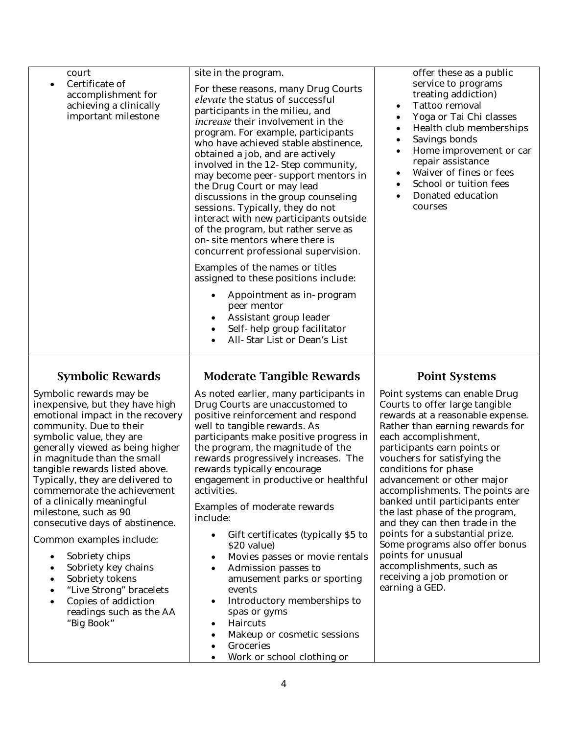| | | |
|---|---|---|
| court<br>• Certificate of accomplishment for achieving a clinically important milestone | site in the program.<br><br>For these reasons, many Drug Courts *elevate* the status of successful participants in the milieu, and *increase* their involvement in the program. For example, participants who have achieved stable abstinence, obtained a job, and are actively involved in the 12-Step community, may become peer-support mentors in the Drug Court or may lead discussions in the group counseling sessions. Typically, they do not interact with new participants outside of the program, but rather serve as on-site mentors where there is concurrent professional supervision.<br><br>Examples of the names or titles assigned to these positions include:<br>• Appointment as in-program peer mentor<br>• Assistant group leader<br>• Self-help group facilitator<br>• All-Star List or Dean's List | offer these as a public service to programs treating addiction)<br>• Tattoo removal<br>• Yoga or Tai Chi classes<br>• Health club memberships<br>• Savings bonds<br>• Home improvement or car repair assistance<br>• Waiver of fines or fees<br>• School or tuition fees<br>• Donated education courses |
| **Symbolic Rewards**<br><br>Symbolic rewards may be inexpensive, but they have high emotional impact in the recovery community. Due to their symbolic value, they are generally viewed as being higher in magnitude than the small tangible rewards listed above. Typically, they are delivered to commemorate the achievement of a clinically meaningful milestone, such as 90 consecutive days of abstinence.<br><br>Common examples include:<br>• Sobriety chips<br>• Sobriety key chains<br>• Sobriety tokens<br>• "Live Strong" bracelets<br>• Copies of addiction readings such as the AA "Big Book" | **Moderate Tangible Rewards**<br><br>As noted earlier, many participants in Drug Courts are unaccustomed to positive reinforcement and respond well to tangible rewards. As participants make positive progress in the program, the magnitude of the rewards progressively increases. The rewards typically encourage engagement in productive or healthful activities.<br><br>Examples of moderate rewards include:<br>• Gift certificates (typically \$5 to \$20 value)<br>• Movies passes or movie rentals<br>• Admission passes to amusement parks or sporting events<br>• Introductory memberships to spas or gyms<br>• Haircuts<br>• Makeup or cosmetic sessions<br>• Groceries<br>• Work or school clothing or | **Point Systems**<br><br>Point systems can enable Drug Courts to offer large tangible rewards at a reasonable expense. Rather than earning rewards for each accomplishment, participants earn points or vouchers for satisfying the conditions for phase advancement or other major accomplishments. The points are banked until participants enter the last phase of the program, and they can then trade in the points for a substantial prize. Some programs also offer bonus points for unusual accomplishments, such as receiving a job promotion or earning a GED. |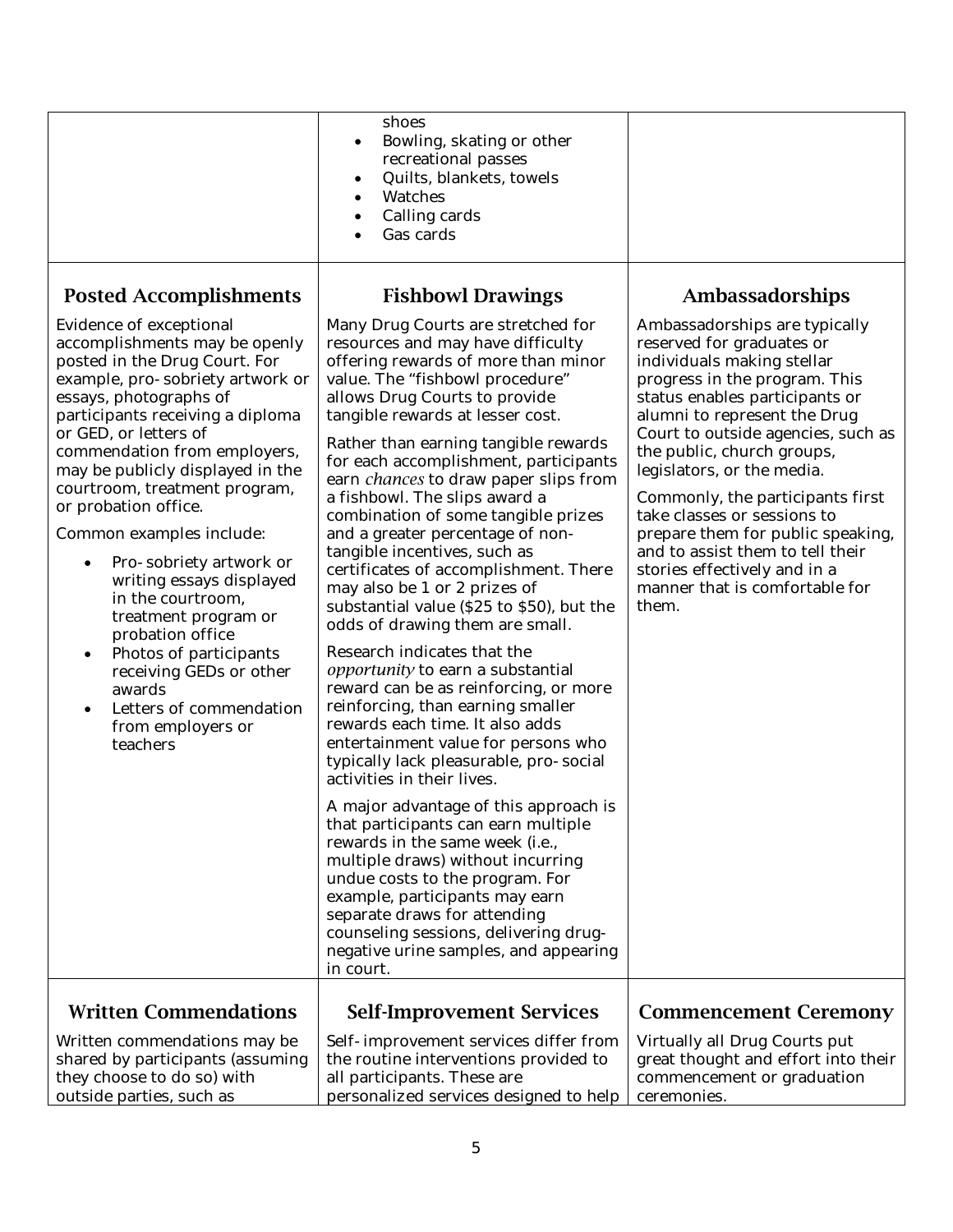- shoes
- Bowling, skating or other recreational passes
- Quilts, blankets, towels
- Watches
- Calling cards
- Gas cards

### Posted Accomplishments

Evidence of exceptional accomplishments may be openly posted in the Drug Court. For example, pro-sobriety artwork or essays, photographs of participants receiving a diploma or GED, or letters of commendation from employers, may be publicly displayed in the courtroom, treatment program, or probation office.

Common examples include:

- Pro-sobriety artwork or writing essays displayed in the courtroom, treatment program or probation office
- Photos of participants receiving GEDs or other awards
- Letters of commendation from employers or teachers

### Fishbowl Drawings

Many Drug Courts are stretched for resources and may have difficulty offering rewards of more than minor value. The "fishbowl procedure" allows Drug Courts to provide tangible rewards at lesser cost.

Rather than earning tangible rewards for each accomplishment, participants earn *chances* to draw paper slips from a fishbowl. The slips award a combination of some tangible prizes and a greater percentage of non-tangible incentives, such as certificates of accomplishment. There may also be 1 or 2 prizes of substantial value ($25 to $50), but the odds of drawing them are small.

Research indicates that the *opportunity* to earn a substantial reward can be as reinforcing, or more reinforcing, than earning smaller rewards each time. It also adds entertainment value for persons who typically lack pleasurable, pro-social activities in their lives.

A major advantage of this approach is that participants can earn multiple rewards in the same week (i.e., multiple draws) without incurring undue costs to the program. For example, participants may earn separate draws for attending counseling sessions, delivering drug-negative urine samples, and appearing in court.

### Ambassadorships

Ambassadorships are typically reserved for graduates or individuals making stellar progress in the program. This status enables participants or alumni to represent the Drug Court to outside agencies, such as the public, church groups, legislators, or the media.

Commonly, the participants first take classes or sessions to prepare them for public speaking, and to assist them to tell their stories effectively and in a manner that is comfortable for them.

### Written Commendations

Written commendations may be shared by participants (assuming they choose to do so) with outside parties, such as

### Self-Improvement Services

Self-improvement services differ from the routine interventions provided to all participants. These are personalized services designed to help

### Commencement Ceremony

Virtually all Drug Courts put great thought and effort into their commencement or graduation ceremonies.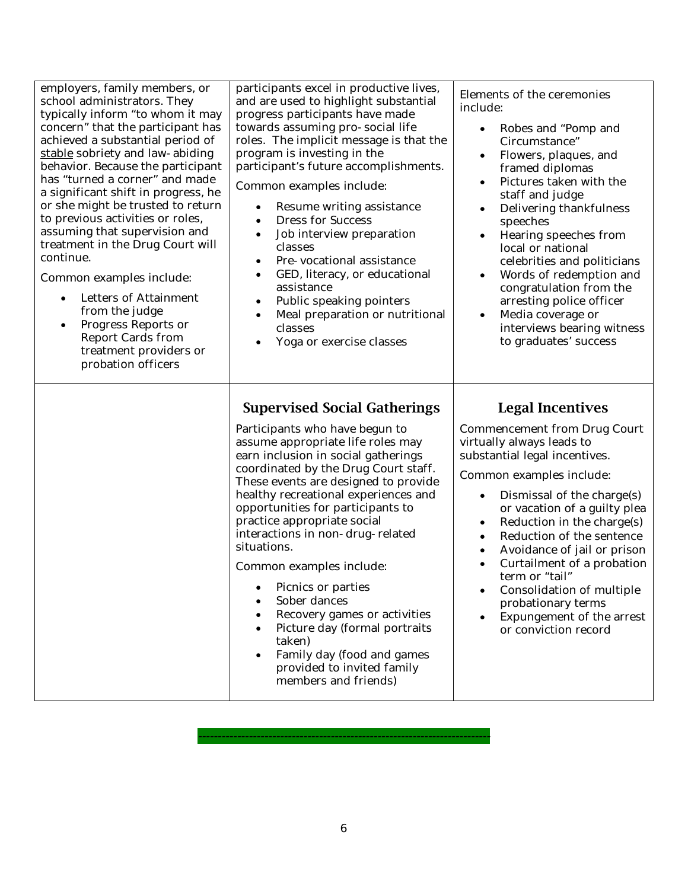employers, family members, or school administrators. They typically inform "to whom it may concern" that the participant has achieved a substantial period of stable sobriety and law-abiding behavior. Because the participant has "turned a corner" and made a significant shift in progress, he or she might be trusted to return to previous activities or roles, assuming that supervision and treatment in the Drug Court will continue.

Common examples include:

- Letters of Attainment from the judge
- Progress Reports or Report Cards from treatment providers or probation officers

participants excel in productive lives, and are used to highlight substantial progress participants have made towards assuming pro-social life roles. The implicit message is that the program is investing in the participant's future accomplishments.

Common examples include:

- Resume writing assistance
- Dress for Success
- Job interview preparation classes
- Pre-vocational assistance
- GED, literacy, or educational assistance
- Public speaking pointers
- Meal preparation or nutritional classes
- Yoga or exercise classes

Elements of the ceremonies include:

- Robes and "Pomp and Circumstance"
- Flowers, plaques, and framed diplomas
- Pictures taken with the staff and judge
- Delivering thankfulness speeches
- Hearing speeches from local or national celebrities and politicians
- Words of redemption and congratulation from the arresting police officer
- Media coverage or interviews bearing witness to graduates' success

## Supervised Social Gatherings

Participants who have begun to assume appropriate life roles may earn inclusion in social gatherings coordinated by the Drug Court staff. These events are designed to provide healthy recreational experiences and opportunities for participants to practice appropriate social interactions in non-drug-related situations.

Common examples include:

- Picnics or parties
- Sober dances
- Recovery games or activities
- Picture day (formal portraits taken)
- Family day (food and games provided to invited family members and friends)

## Legal Incentives

Commencement from Drug Court virtually always leads to substantial legal incentives.

Common examples include:

- Dismissal of the charge(s) or vacation of a guilty plea
- Reduction in the charge(s)
- Reduction of the sentence
- Avoidance of jail or prison
- Curtailment of a probation term or "tail"
- Consolidation of multiple probationary terms
- Expungement of the arrest or conviction record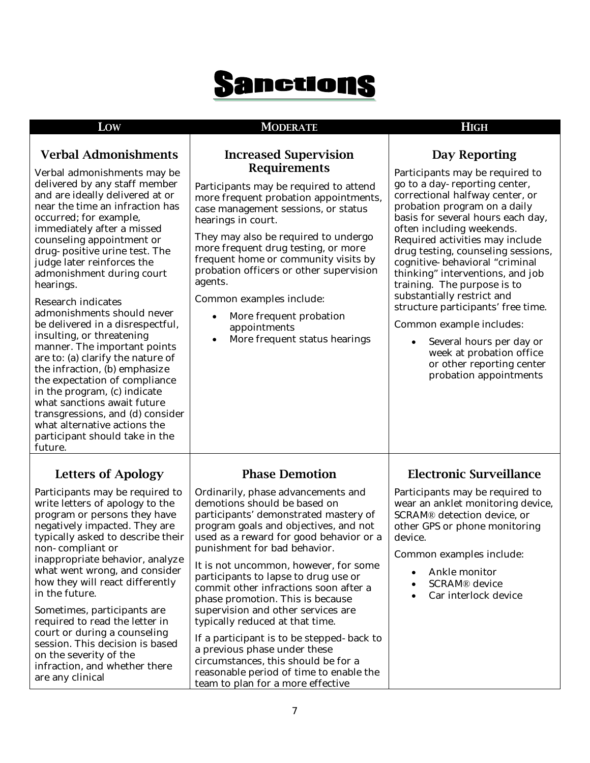# Sanctions

| LOW | MODERATE | HIGH |
|---|---|---|
| **Verbal Admonishments**<br><br>Verbal admonishments may be delivered by any staff member and are ideally delivered at or near the time an infraction has occurred; for example, immediately after a missed counseling appointment or drug-positive urine test. The judge later reinforces the admonishment during court hearings.<br><br>Research indicates admonishments should never be delivered in a disrespectful, insulting, or threatening manner. The important points are to: (a) clarify the nature of the infraction, (b) emphasize the expectation of compliance in the program, (c) indicate what sanctions await future transgressions, and (d) consider what alternative actions the participant should take in the future. | **Increased Supervision Requirements**<br><br>Participants may be required to attend more frequent probation appointments, case management sessions, or status hearings in court.<br><br>They may also be required to undergo more frequent drug testing, or more frequent home or community visits by probation officers or other supervision agents.<br><br>Common examples include:<br>• More frequent probation appointments<br>• More frequent status hearings | **Day Reporting**<br><br>Participants may be required to go to a day-reporting center, correctional halfway center, or probation program on a daily basis for several hours each day, often including weekends. Required activities may include drug testing, counseling sessions, cognitive-behavioral "criminal thinking" interventions, and job training. The purpose is to substantially restrict and structure participants' free time.<br><br>Common example includes:<br>• Several hours per day or week at probation office or other reporting center probation appointments |
| **Letters of Apology**<br><br>Participants may be required to write letters of apology to the program or persons they have negatively impacted. They are typically asked to describe their non-compliant or inappropriate behavior, analyze what went wrong, and consider how they will react differently in the future.<br><br>Sometimes, participants are required to read the letter in court or during a counseling session. This decision is based on the severity of the infraction, and whether there are any clinical | **Phase Demotion**<br><br>Ordinarily, phase advancements and demotions should be based on participants' demonstrated mastery of program goals and objectives, and not used as a reward for good behavior or a punishment for bad behavior.<br><br>It is not uncommon, however, for some participants to lapse to drug use or commit other infractions soon after a phase promotion. This is because supervision and other services are typically reduced at that time.<br><br>If a participant is to be stepped-back to a previous phase under these circumstances, this should be for a reasonable period of time to enable the team to plan for a more effective | **Electronic Surveillance**<br><br>Participants may be required to wear an anklet monitoring device, SCRAM® detection device, or other GPS or phone monitoring device.<br><br>Common examples include:<br>• Ankle monitor<br>• SCRAM® device<br>• Car interlock device |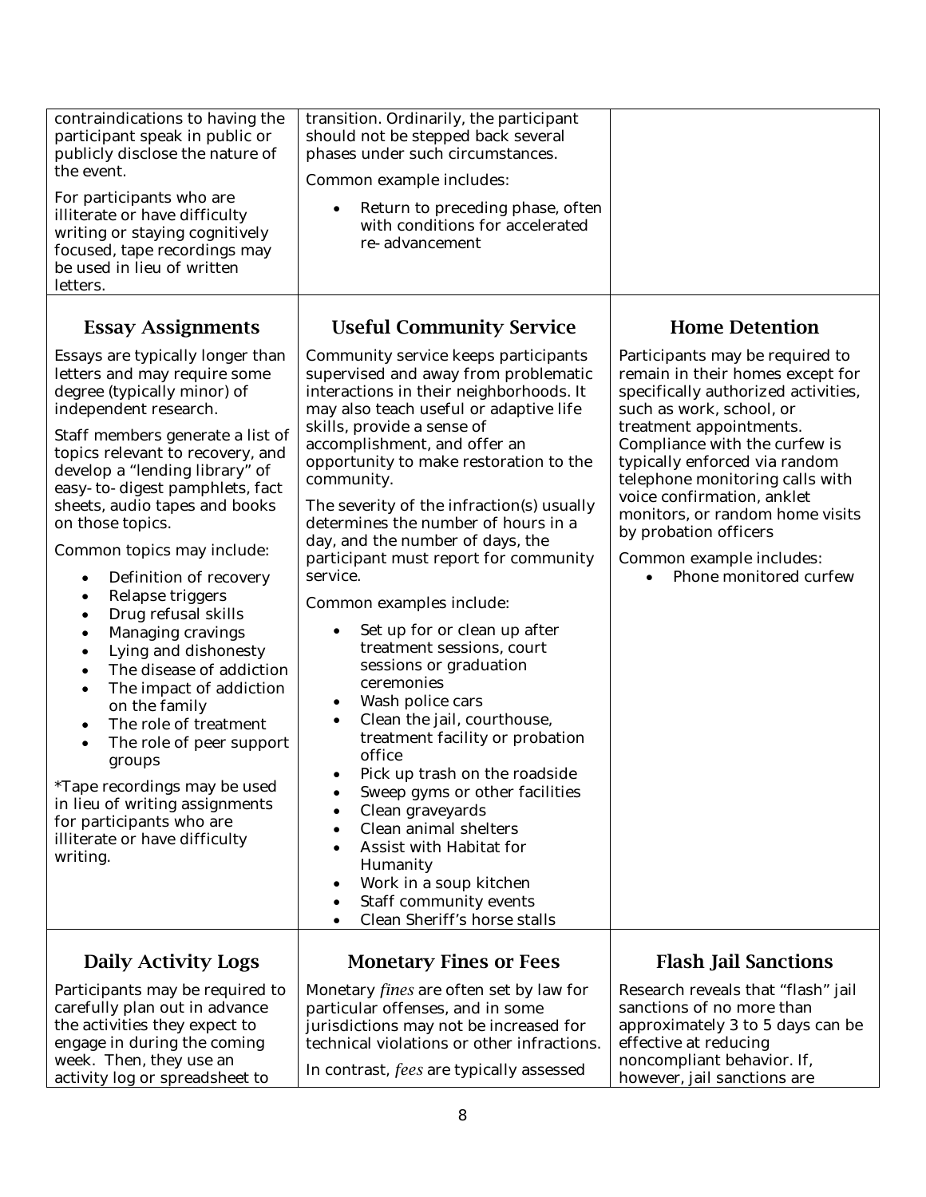contraindications to having the participant speak in public or publicly disclose the nature of the event.

For participants who are illiterate or have difficulty writing or staying cognitively focused, tape recordings may be used in lieu of written letters.

transition. Ordinarily, the participant should not be stepped back several phases under such circumstances.

Common example includes:

- Return to preceding phase, often with conditions for accelerated re-advancement

### Essay Assignments

Essays are typically longer than letters and may require some degree (typically minor) of independent research.

Staff members generate a list of topics relevant to recovery, and develop a "lending library" of easy-to-digest pamphlets, fact sheets, audio tapes and books on those topics.

Common topics may include:

- Definition of recovery
- Relapse triggers
- Drug refusal skills
- Managing cravings
- Lying and dishonesty
- The disease of addiction
- The impact of addiction on the family
- The role of treatment
- The role of peer support groups

*Tape recordings may be used in lieu of writing assignments for participants who are illiterate or have difficulty writing.

### Useful Community Service

Community service keeps participants supervised and away from problematic interactions in their neighborhoods. It may also teach useful or adaptive life skills, provide a sense of accomplishment, and offer an opportunity to make restoration to the community.

The severity of the infraction(s) usually determines the number of hours in a day, and the number of days, the participant must report for community service.

Common examples include:

- Set up for or clean up after treatment sessions, court sessions or graduation ceremonies
- Wash police cars
- Clean the jail, courthouse, treatment facility or probation office
- Pick up trash on the roadside
- Sweep gyms or other facilities
- Clean graveyards
- Clean animal shelters
- Assist with Habitat for Humanity
- Work in a soup kitchen
- Staff community events
- Clean Sheriff's horse stalls

### Home Detention

Participants may be required to remain in their homes except for specifically authorized activities, such as work, school, or treatment appointments. Compliance with the curfew is typically enforced via random telephone monitoring calls with voice confirmation, anklet monitors, or random home visits by probation officers

Common example includes:

- Phone monitored curfew

### Daily Activity Logs

Participants may be required to carefully plan out in advance the activities they expect to engage in during the coming week. Then, they use an activity log or spreadsheet to

### Monetary Fines or Fees

Monetary *fines* are often set by law for particular offenses, and in some jurisdictions may not be increased for technical violations or other infractions.

In contrast, *fees* are typically assessed

### Flash Jail Sanctions

Research reveals that "flash" jail sanctions of no more than approximately 3 to 5 days can be effective at reducing noncompliant behavior. If, however, jail sanctions are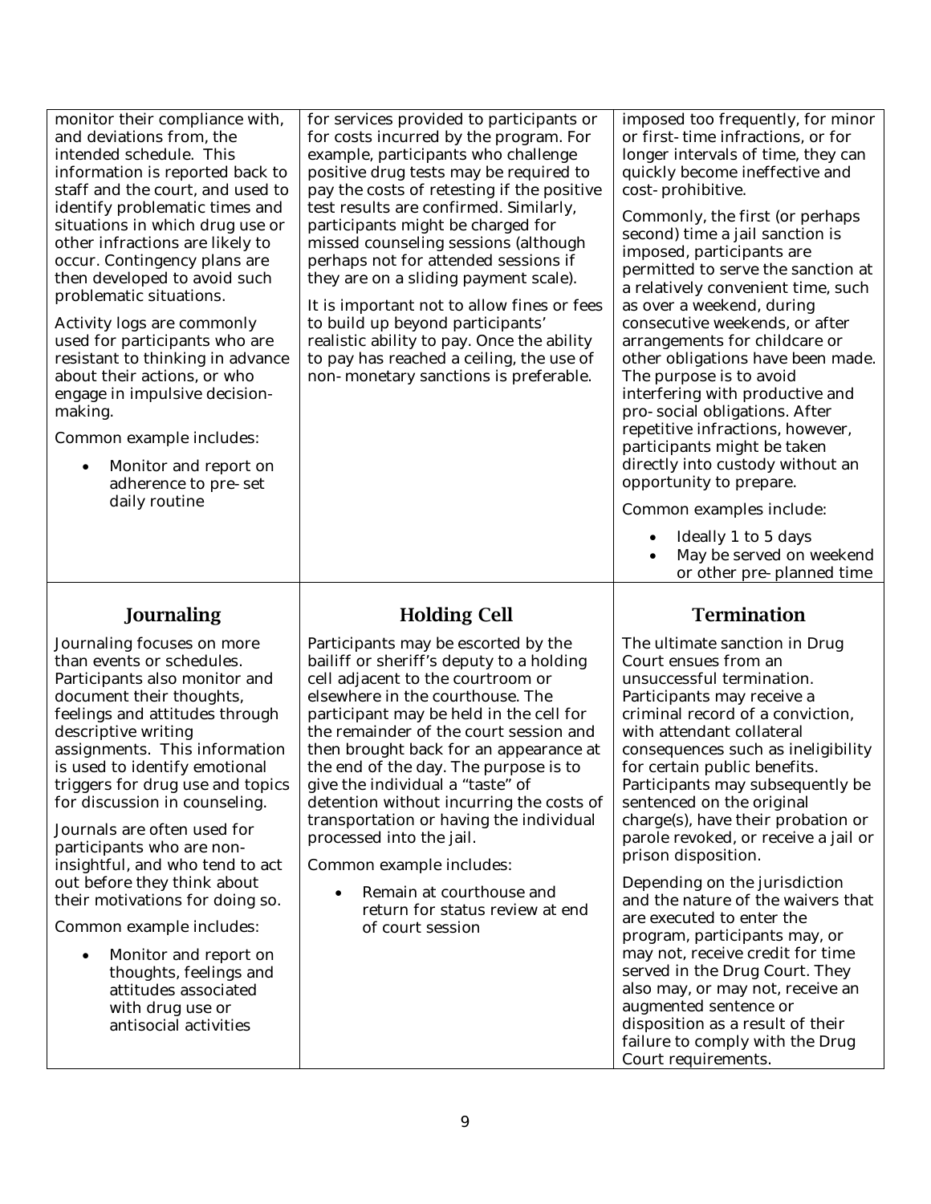monitor their compliance with, and deviations from, the intended schedule. This information is reported back to staff and the court, and used to identify problematic times and situations in which drug use or other infractions are likely to occur. Contingency plans are then developed to avoid such problematic situations.

Activity logs are commonly used for participants who are resistant to thinking in advance about their actions, or who engage in impulsive decision-making.

Common example includes:

- Monitor and report on adherence to pre-set daily routine

for services provided to participants or for costs incurred by the program. For example, participants who challenge positive drug tests may be required to pay the costs of retesting if the positive test results are confirmed. Similarly, participants might be charged for missed counseling sessions (although perhaps not for attended sessions if they are on a sliding payment scale).

It is important not to allow fines or fees to build up beyond participants' realistic ability to pay. Once the ability to pay has reached a ceiling, the use of non-monetary sanctions is preferable.

imposed too frequently, for minor or first-time infractions, or for longer intervals of time, they can quickly become ineffective and cost-prohibitive.

Commonly, the first (or perhaps second) time a jail sanction is imposed, participants are permitted to serve the sanction at a relatively convenient time, such as over a weekend, during consecutive weekends, or after arrangements for childcare or other obligations have been made. The purpose is to avoid interfering with productive and pro-social obligations. After repetitive infractions, however, participants might be taken directly into custody without an opportunity to prepare.

Common examples include:

- Ideally 1 to 5 days
- May be served on weekend or other pre-planned time

## Journaling

Journaling focuses on more than events or schedules. Participants also monitor and document their thoughts, feelings and attitudes through descriptive writing assignments. This information is used to identify emotional triggers for drug use and topics for discussion in counseling.

Journals are often used for participants who are non-insightful, and who tend to act out before they think about their motivations for doing so.

Common example includes:

- Monitor and report on thoughts, feelings and attitudes associated with drug use or antisocial activities

## Holding Cell

Participants may be escorted by the bailiff or sheriff's deputy to a holding cell adjacent to the courtroom or elsewhere in the courthouse. The participant may be held in the cell for the remainder of the court session and then brought back for an appearance at the end of the day. The purpose is to give the individual a "taste" of detention without incurring the costs of transportation or having the individual processed into the jail.

Common example includes:

- Remain at courthouse and return for status review at end of court session

## Termination

The ultimate sanction in Drug Court ensues from an unsuccessful termination. Participants may receive a criminal record of a conviction, with attendant collateral consequences such as ineligibility for certain public benefits. Participants may subsequently be sentenced on the original charge(s), have their probation or parole revoked, or receive a jail or prison disposition.

Depending on the jurisdiction and the nature of the waivers that are executed to enter the program, participants may, or may not, receive credit for time served in the Drug Court. They also may, or may not, receive an augmented sentence or disposition as a result of their failure to comply with the Drug Court requirements.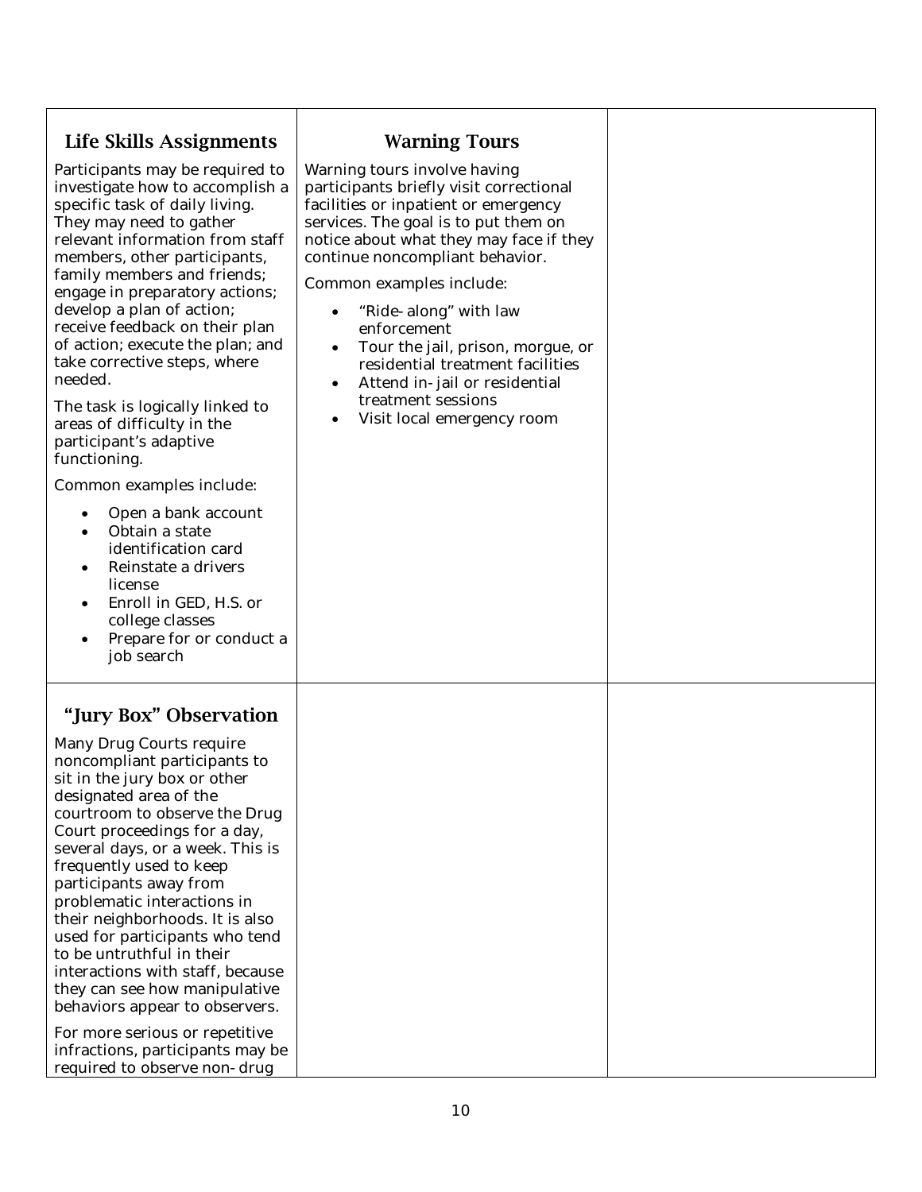### Life Skills Assignments

Participants may be required to investigate how to accomplish a specific task of daily living. They may need to gather relevant information from staff members, other participants, family members and friends; engage in preparatory actions; develop a plan of action; receive feedback on their plan of action; execute the plan; and take corrective steps, where needed.

The task is logically linked to areas of difficulty in the participant's adaptive functioning.

Common examples include:

- Open a bank account
- Obtain a state identification card
- Reinstate a drivers license
- Enroll in GED, H.S. or college classes
- Prepare for or conduct a job search

### Warning Tours

Warning tours involve having participants briefly visit correctional facilities or inpatient or emergency services. The goal is to put them on notice about what they may face if they continue noncompliant behavior.

Common examples include:

- "Ride-along" with law enforcement
- Tour the jail, prison, morgue, or residential treatment facilities
- Attend in-jail or residential treatment sessions
- Visit local emergency room

### "Jury Box" Observation

Many Drug Courts require noncompliant participants to sit in the jury box or other designated area of the courtroom to observe the Drug Court proceedings for a day, several days, or a week. This is frequently used to keep participants away from problematic interactions in their neighborhoods. It is also used for participants who tend to be untruthful in their interactions with staff, because they can see how manipulative behaviors appear to observers.

For more serious or repetitive infractions, participants may be required to observe non-drug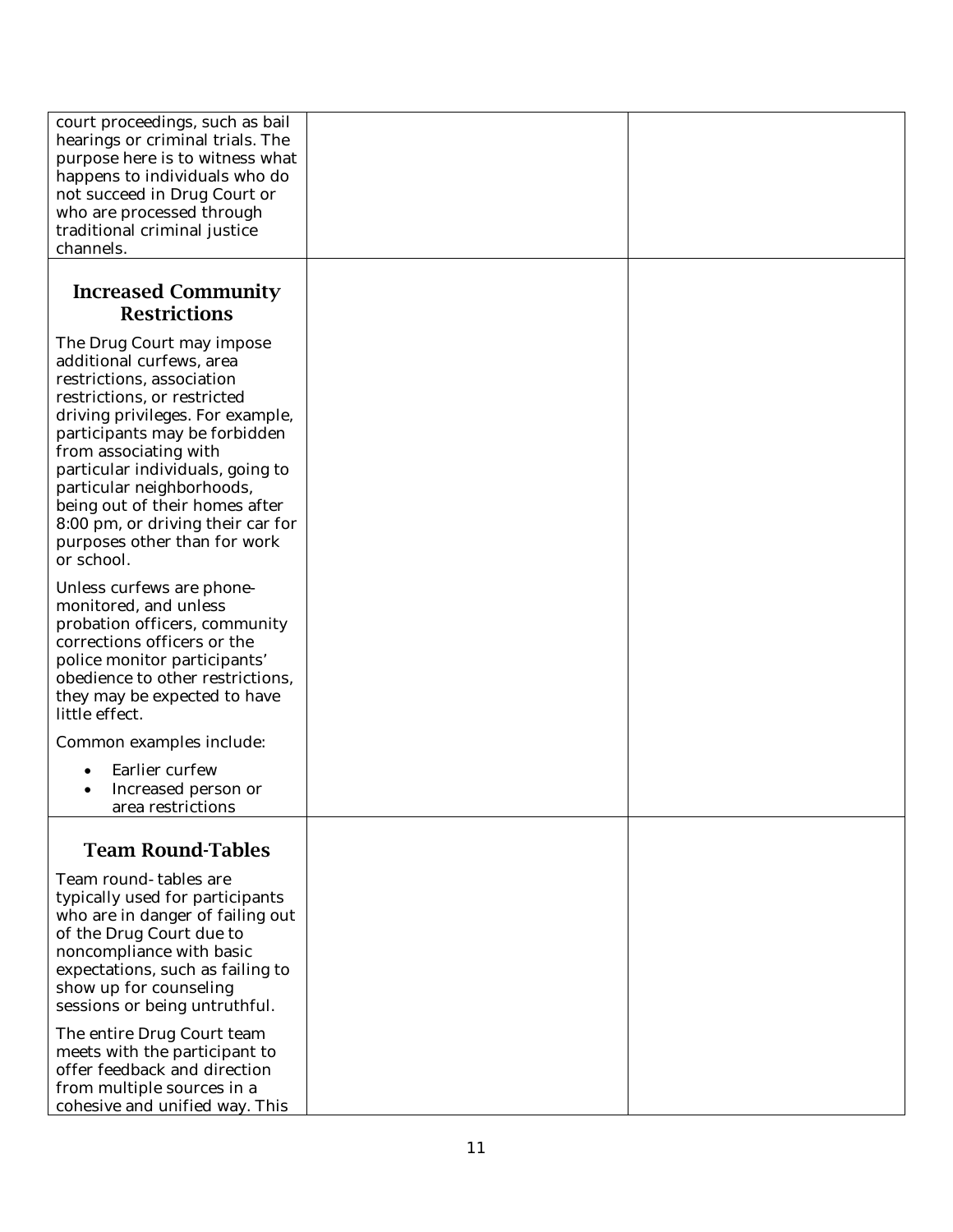| | | |
|---|---|---|
| court proceedings, such as bail hearings or criminal trials. The purpose here is to witness what happens to individuals who do not succeed in Drug Court or who are processed through traditional criminal justice channels. | | |
| **Increased Community Restrictions**<br><br>The Drug Court may impose additional curfews, area restrictions, association restrictions, or restricted driving privileges. For example, participants may be forbidden from associating with particular individuals, going to particular neighborhoods, being out of their homes after 8:00 pm, or driving their car for purposes other than for work or school.<br><br>Unless curfews are phone-monitored, and unless probation officers, community corrections officers or the police monitor participants' obedience to other restrictions, they may be expected to have little effect.<br><br>Common examples include:<br>• Earlier curfew<br>• Increased person or area restrictions | | |
| **Team Round-Tables**<br><br>Team round-tables are typically used for participants who are in danger of failing out of the Drug Court due to noncompliance with basic expectations, such as failing to show up for counseling sessions or being untruthful.<br><br>The entire Drug Court team meets with the participant to offer feedback and direction from multiple sources in a cohesive and unified way. This | | |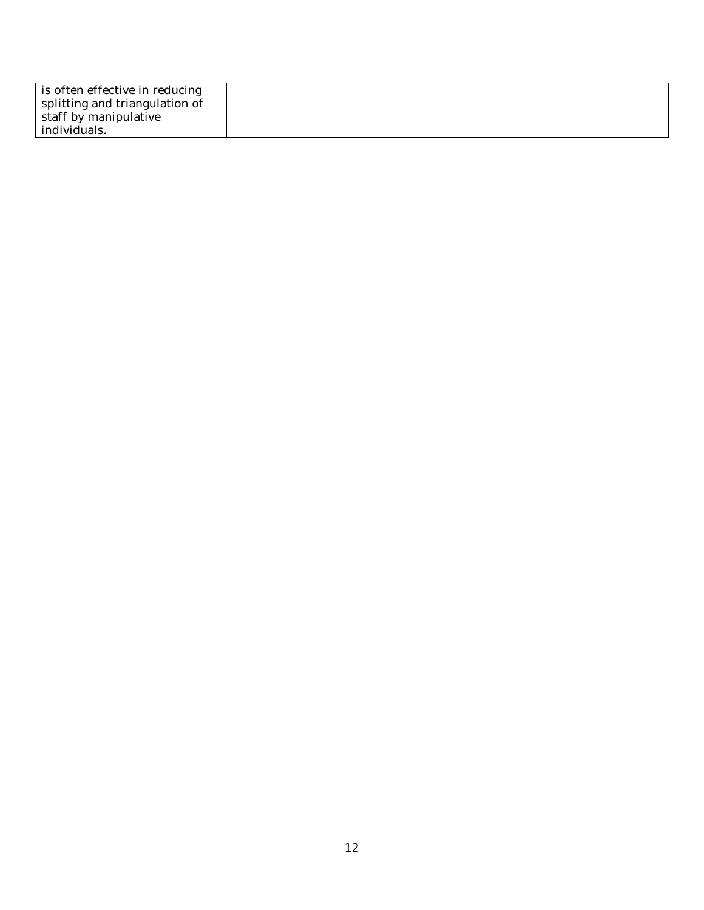| | | |
|---|---|---|
| is often effective in reducing splitting and triangulation of staff by manipulative individuals. | | |